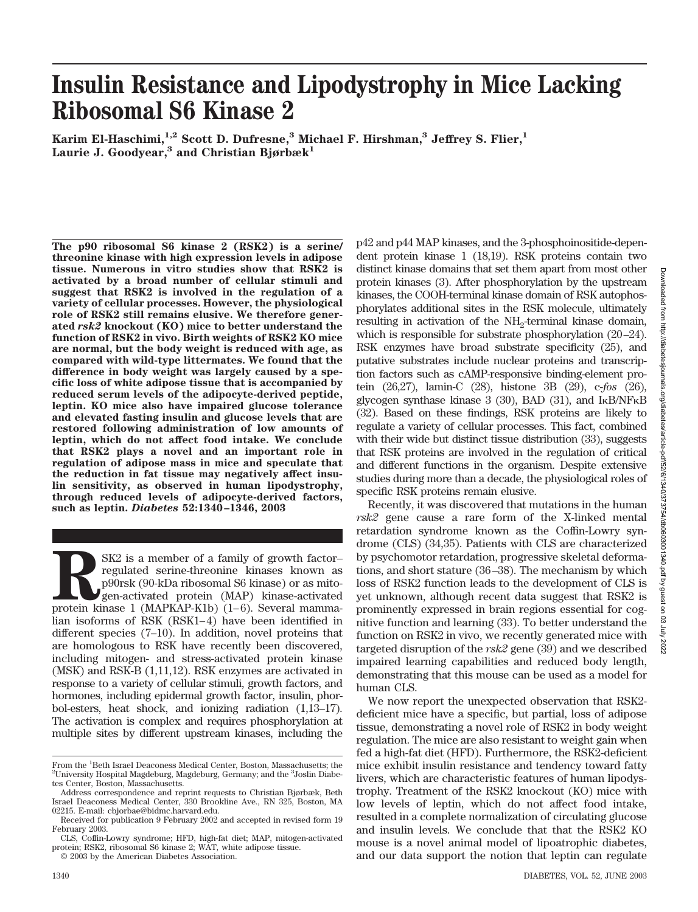# Insulin Resistance and Lipodystrophy in Mice Lacking Ribosomal S6 Kinase 2

**Karim El-Haschimi,[1,2] Scott D. Dufresne,[3] Michael F. Hirshman,[3] Jeffrey S. Flier,[1] Laurie J. Goodyear,[3] and Christian Bjørbæk[1]**

**The p90 ribosomal S6 kinase 2 (RSK2) is a serine/threonine kinase with high expression levels in adipose tissue. Numerous in vitro studies show that RSK2 is activated by a broad number of cellular stimuli and suggest that RSK2 is involved in the regulation of a variety of cellular processes. However, the physiological role of RSK2 still remains elusive. We therefore generated *rsk2* knockout (KO) mice to better understand the function of RSK2 in vivo. Birth weights of RSK2 KO mice are normal, but the body weight is reduced with age, as compared with wild-type littermates. We found that the difference in body weight was largely caused by a specific loss of white adipose tissue that is accompanied by reduced serum levels of the adipocyte-derived peptide, leptin. KO mice also have impaired glucose tolerance and elevated fasting insulin and glucose levels that are restored following administration of low amounts of leptin, which do not affect food intake. We conclude that RSK2 plays a novel and an important role in regulation of adipose mass in mice and speculate that the reduction in fat tissue may negatively affect insulin sensitivity, as observed in human lipodystrophy, through reduced levels of adipocyte-derived factors, such as leptin. *Diabetes* 52:1340–1346, 2003**

RSK2 is a member of a family of growth factor–regulated serine-threonine kinases known as p90rsk (90-kDa ribosomal S6 kinase) or as mitogen-activated protein (MAP) kinase-activated protein kinase 1 (MAPKAP-K1b) (1–6). Several mammalian isoforms of RSK (RSK1–4) have been identified in different species (7–10). In addition, novel proteins that are homologous to RSK have recently been discovered, including mitogen- and stress-activated protein kinase (MSK) and RSK-B (1,11,12). RSK enzymes are activated in response to a variety of cellular stimuli, growth factors, and hormones, including epidermal growth factor, insulin, phorbol-esters, heat shock, and ionizing radiation (1,13–17). The activation is complex and requires phosphorylation at multiple sites by different upstream kinases, including the p42 and p44 MAP kinases, and the 3-phosphoinositide-dependent protein kinase 1 (18,19). RSK proteins contain two distinct kinase domains that set them apart from most other protein kinases (3). After phosphorylation by the upstream kinases, the COOH-terminal kinase domain of RSK autophosphorylates additional sites in the RSK molecule, ultimately resulting in activation of the $NH_2$-terminal kinase domain, which is responsible for substrate phosphorylation (20–24). RSK enzymes have broad substrate specificity (25), and putative substrates include nuclear proteins and transcription factors such as cAMP-responsive binding-element protein (26,27), lamin-C (28), histone 3B (29), c-*fos* (26), glycogen synthase kinase 3 (30), BAD (31), and IκB/NFκB (32). Based on these findings, RSK proteins are likely to regulate a variety of cellular processes. This fact, combined with their wide but distinct tissue distribution (33), suggests that RSK proteins are involved in the regulation of critical and different functions in the organism. Despite extensive studies during more than a decade, the physiological roles of specific RSK proteins remain elusive.

Recently, it was discovered that mutations in the human *rsk2* gene cause a rare form of the X-linked mental retardation syndrome known as the Coffin-Lowry syndrome (CLS) (34,35). Patients with CLS are characterized by psychomotor retardation, progressive skeletal deformations, and short stature (36–38). The mechanism by which loss of RSK2 function leads to the development of CLS is yet unknown, although recent data suggest that RSK2 is prominently expressed in brain regions essential for cognitive function and learning (33). To better understand the function on RSK2 in vivo, we recently generated mice with targeted disruption of the *rsk2* gene (39) and we described impaired learning capabilities and reduced body length, demonstrating that this mouse can be used as a model for human CLS.

We now report the unexpected observation that RSK2-deficient mice have a specific, but partial, loss of adipose tissue, demonstrating a novel role of RSK2 in body weight regulation. The mice are also resistant to weight gain when fed a high-fat diet (HFD). Furthermore, the RSK2-deficient mice exhibit insulin resistance and tendency toward fatty livers, which are characteristic features of human lipodystrophy. Treatment of the RSK2 knockout (KO) mice with low levels of leptin, which do not affect food intake, resulted in a complete normalization of circulating glucose and insulin levels. We conclude that that the RSK2 KO mouse is a novel animal model of lipoatrophic diabetes, and our data support the notion that leptin can regulate

From the [1]Beth Israel Deaconess Medical Center, Boston, Massachusetts; the [2]University Hospital Magdeburg, Magdeburg, Germany; and the [3]Joslin Diabetes Center, Boston, Massachusetts.

Address correspondence and reprint requests to Christian Bjørbæk, Beth Israel Deaconess Medical Center, 330 Brookline Ave., RN 325, Boston, MA 02215. E-mail: cbjorbae@bidmc.harvard.edu.

Received for publication 9 February 2002 and accepted in revised form 19 February 2003.

CLS, Coffin-Lowry syndrome; HFD, high-fat diet; MAP, mitogen-activated protein; RSK2, ribosomal S6 kinase 2; WAT, white adipose tissue.

© 2003 by the American Diabetes Association.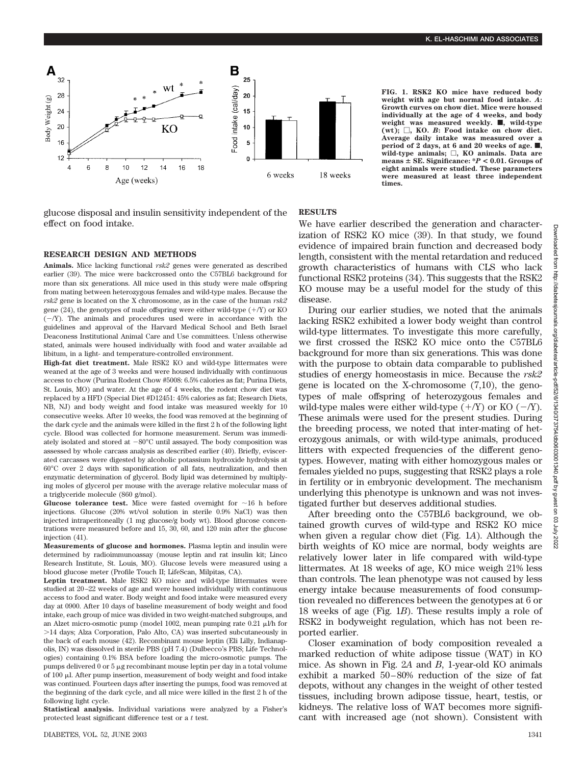FIG. 1. RSK2 KO mice have reduced body weight with age but normal food intake. *A*: Growth curves on chow diet. Mice were housed individually at the age of 4 weeks, and body weight was measured weekly. ■, wild-type (wt); □, KO. *B*: Food intake on chow diet. Average daily intake was measured over a period of 2 days, at 6 and 20 weeks of age. ■, wild-type animals; □, KO animals. Data are means ± SE. Significance: $*P < 0.01$. Groups of eight animals were studied. These parameters were measured at least three independent times.

glucose disposal and insulin sensitivity independent of the effect on food intake.

## RESEARCH DESIGN AND METHODS

**Animals.** Mice lacking functional *rsk2* genes were generated as described earlier (39). The mice were backcrossed onto the C57BL6 background for more than six generations. All mice used in this study were male offspring from mating between heterozygous females and wild-type males. Because the *rsk2* gene is located on the X chromosome, as in the case of the human *rsk2* gene (24), the genotypes of male offspring were either wild-type (+/Y) or KO (−/Y). The animals and procedures used were in accordance with the guidelines and approval of the Harvard Medical School and Beth Israel Deaconess Institutional Animal Care and Use committees. Unless otherwise stated, animals were housed individually with food and water available ad libitum, in a light- and temperature-controlled environment.

**High-fat diet treatment.** Male RSK2 KO and wild-type littermates were weaned at the age of 3 weeks and were housed individually with continuous access to chow (Purina Rodent Chow #5008: 6.5% calories as fat; Purina Diets, St. Louis, MO) and water. At the age of 4 weeks, the rodent chow diet was replaced by a HFD (Special Diet #D12451: 45% calories as fat; Research Diets, NB, NJ) and body weight and food intake was measured weekly for 10 consecutive weeks. After 10 weeks, the food was removed at the beginning of the dark cycle and the animals were killed in the first 2 h of the following light cycle. Blood was collected for hormone measurement. Serum was immediately isolated and stored at −80°C until assayed. The body composition was assessed by whole carcass analysis as described earlier (40). Briefly, eviscerated carcasses were digested by alcoholic potassium hydroxide hydrolysis at 60°C over 2 days with saponification of all fats, neutralization, and then enzymatic determination of glycerol. Body lipid was determined by multiplying moles of glycerol per mouse with the average relative molecular mass of a triglyceride molecule (860 g/mol).

**Glucose tolerance test.** Mice were fasted overnight for ~16 h before injections. Glucose (20% wt/vol solution in sterile 0.9% NaCl) was then injected intraperitoneally (1 mg glucose/g body wt). Blood glucose concentrations were measured before and 15, 30, 60, and 120 min after the glucose injection (41).

**Measurements of glucose and hormones.** Plasma leptin and insulin were determined by radioimmunoassay (mouse leptin and rat insulin kit; Linco Research Institute, St. Louis, MO). Glucose levels were measured using a blood glucose meter (Profile Touch II; LifeScan, Milpitas, CA).

**Leptin treatment.** Male RSK2 KO mice and wild-type littermates were studied at 20–22 weeks of age and were housed individually with continuous access to food and water. Body weight and food intake were measured every day at 0900. After 10 days of baseline measurement of body weight and food intake, each group of mice was divided in two weight-matched subgroups, and an Alzet micro-osmotic pump (model 1002, mean pumping rate 0.21 μl/h for >14 days; Alza Corporation, Palo Alto, CA) was inserted subcutaneously in the back of each mouse (42). Recombinant mouse leptin (Eli Lilly, Indianapolis, IN) was dissolved in sterile PBS (pH 7.4) (Dulbecco's PBS; Life Technologies) containing 0.1% BSA before loading the micro-osmotic pumps. The pumps delivered 0 or 5 μg recombinant mouse leptin per day in a total volume of 100 μl. After pump insertion, measurement of body weight and food intake was continued. Fourteen days after inserting the pumps, food was removed at the beginning of the dark cycle, and all mice were killed in the first 2 h of the following light cycle.

**Statistical analysis.** Individual variations were analyzed by a Fisher's protected least significant difference test or a *t* test.

## RESULTS

We have earlier described the generation and characterization of RSK2 KO mice (39). In that study, we found evidence of impaired brain function and decreased body length, consistent with the mental retardation and reduced growth characteristics of humans with CLS who lack functional RSK2 proteins (34). This suggests that the RSK2 KO mouse may be a useful model for the study of this disease.

During our earlier studies, we noted that the animals lacking RSK2 exhibited a lower body weight than control wild-type littermates. To investigate this more carefully, we first crossed the RSK2 KO mice onto the C57BL6 background for more than six generations. This was done with the purpose to obtain data comparable to published studies of energy homeostasis in mice. Because the *rsk2* gene is located on the X-chromosome (7,10), the genotypes of male offspring of heterozygous females and wild-type males were either wild-type (+/Y) or KO (−/Y). These animals were used for the present studies. During the breeding process, we noted that inter-mating of heterozygous animals, or with wild-type animals, produced litters with expected frequencies of the different genotypes. However, mating with either homozygous males or females yielded no pups, suggesting that RSK2 plays a role in fertility or in embryonic development. The mechanism underlying this phenotype is unknown and was not investigated further but deserves additional studies.

After breeding onto the C57BL6 background, we obtained growth curves of wild-type and RSK2 KO mice when given a regular chow diet (Fig. 1*A*). Although the birth weights of KO mice are normal, body weights are relatively lower later in life compared with wild-type littermates. At 18 weeks of age, KO mice weigh 21% less than controls. The lean phenotype was not caused by less energy intake because measurements of food consumption revealed no differences between the genotypes at 6 or 18 weeks of age (Fig. 1*B*). These results imply a role of RSK2 in bodyweight regulation, which has not been reported earlier.

Closer examination of body composition revealed a marked reduction of white adipose tissue (WAT) in KO mice. As shown in Fig. 2*A* and *B*, 1-year-old KO animals exhibit a marked 50–80% reduction of the size of fat depots, without any changes in the weight of other tested tissues, including brown adipose tissue, heart, testis, or kidneys. The relative loss of WAT becomes more significant with increased age (not shown). Consistent with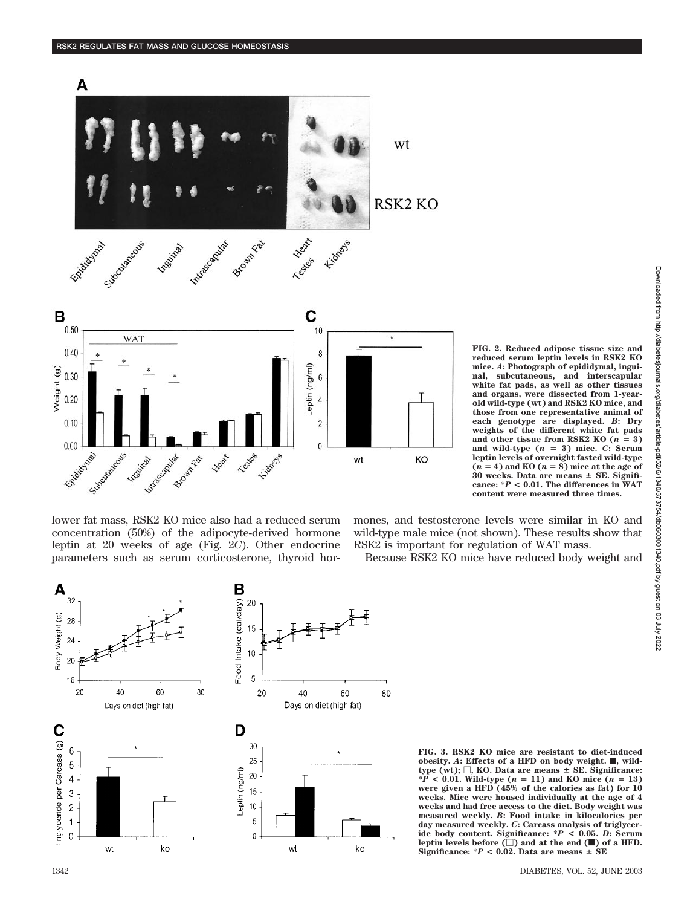FIG. 2. Reduced adipose tissue size and reduced serum leptin levels in RSK2 KO mice. *A*: Photograph of epididymal, inguinal, subcutaneous, and interscapular white fat pads, as well as other tissues and organs, were dissected from 1-year-old wild-type (wt) and RSK2 KO mice, and those from one representative animal of each genotype are displayed. *B*: Dry weights of the different white fat pads and other tissue from RSK2 KO ($n = 3$) and wild-type ($n = 3$) mice. *C*: Serum leptin levels of overnight fasted wild-type ($n = 4$) and KO ($n = 8$) mice at the age of 30 weeks. Data are means ± SE. Significance: $*P < 0.01$. The differences in WAT content were measured three times.

lower fat mass, RSK2 KO mice also had a reduced serum concentration (50%) of the adipocyte-derived hormone leptin at 20 weeks of age (Fig. 2*C*). Other endocrine parameters such as serum corticosterone, thyroid hormones, and testosterone levels were similar in KO and wild-type male mice (not shown). These results show that RSK2 is important for regulation of WAT mass.

Because RSK2 KO mice have reduced body weight and

FIG. 3. RSK2 KO mice are resistant to diet-induced obesity. *A*: Effects of a HFD on body weight. ■, wild-type (wt); □, KO. Data are means ± SE. Significance: $*P < 0.01$. Wild-type ($n = 11$) and KO mice ($n = 13$) were given a HFD (45% of the calories as fat) for 10 weeks. Mice were housed individually at the age of 4 weeks and had free access to the diet. Body weight was measured weekly. *B*: Food intake in kilocalories per day measured weekly. *C*: Carcass analysis of triglyceride body content. Significance: $*P < 0.05$. *D*: Serum leptin levels before (□) and at the end (■) of a HFD. Significance: $*P < 0.02$. Data are means ± SE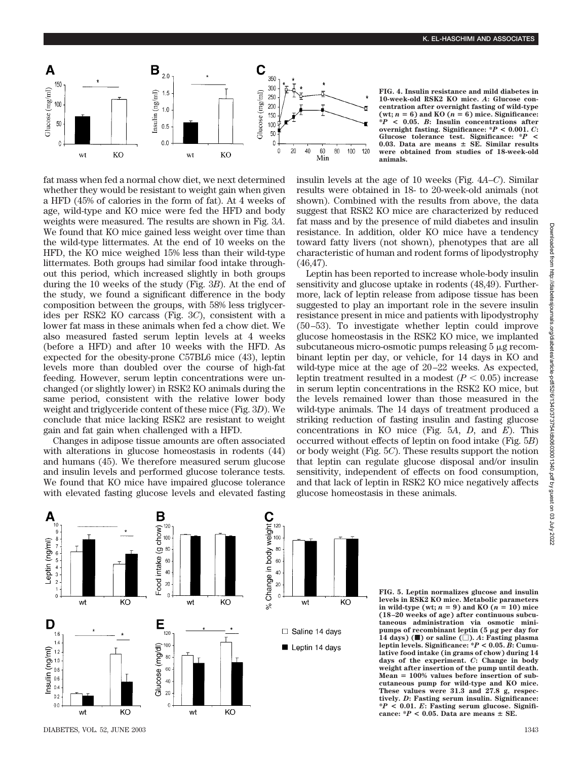**FIG. 4. Insulin resistance and mild diabetes in 10-week-old RSK2 KO mice.** *A*: Glucose concentration after overnight fasting of wild-type (wt; $n = 6$) and KO ($n = 6$) mice. Significance: *$P < 0.05$. *B*: Insulin concentrations after overnight fasting. Significance: *$P < 0.001$. *C*: Glucose tolerance test. Significance: *$P < 0.03$. Data are means ± SE. Similar results were obtained from studies of 18-week-old animals.

fat mass when fed a normal chow diet, we next determined whether they would be resistant to weight gain when given a HFD (45% of calories in the form of fat). At 4 weeks of age, wild-type and KO mice were fed the HFD and body weights were measured. The results are shown in Fig. 3*A*. We found that KO mice gained less weight over time than the wild-type littermates. At the end of 10 weeks on the HFD, the KO mice weighed 15% less than their wild-type littermates. Both groups had similar food intake throughout this period, which increased slightly in both groups during the 10 weeks of the study (Fig. 3*B*). At the end of the study, we found a significant difference in the body composition between the groups, with 58% less triglycerides per RSK2 KO carcass (Fig. 3*C*), consistent with a lower fat mass in these animals when fed a chow diet. We also measured fasted serum leptin levels at 4 weeks (before a HFD) and after 10 weeks with the HFD. As expected for the obesity-prone C57BL6 mice (43), leptin levels more than doubled over the course of high-fat feeding. However, serum leptin concentrations were unchanged (or slightly lower) in RSK2 KO animals during the same period, consistent with the relative lower body weight and triglyceride content of these mice (Fig. 3*D*). We conclude that mice lacking RSK2 are resistant to weight gain and fat gain when challenged with a HFD.

Changes in adipose tissue amounts are often associated with alterations in glucose homeostasis in rodents (44) and humans (45). We therefore measured serum glucose and insulin levels and performed glucose tolerance tests. We found that KO mice have impaired glucose tolerance with elevated fasting glucose levels and elevated fasting insulin levels at the age of 10 weeks (Fig. 4*A*–*C*). Similar results were obtained in 18- to 20-week-old animals (not shown). Combined with the results from above, the data suggest that RSK2 KO mice are characterized by reduced fat mass and by the presence of mild diabetes and insulin resistance. In addition, older KO mice have a tendency toward fatty livers (not shown), phenotypes that are all characteristic of human and rodent forms of lipodystrophy (46,47).

Leptin has been reported to increase whole-body insulin sensitivity and glucose uptake in rodents (48,49). Furthermore, lack of leptin release from adipose tissue has been suggested to play an important role in the severe insulin resistance present in mice and patients with lipodystrophy (50–53). To investigate whether leptin could improve glucose homeostasis in the RSK2 KO mice, we implanted subcutaneous micro-osmotic pumps releasing 5 μg recombinant leptin per day, or vehicle, for 14 days in KO and wild-type mice at the age of 20–22 weeks. As expected, leptin treatment resulted in a modest ($P < 0.05$) increase in serum leptin concentrations in the RSK2 KO mice, but the levels remained lower than those measured in the wild-type animals. The 14 days of treatment produced a striking reduction of fasting insulin and fasting glucose concentrations in KO mice (Fig. 5*A*, *D*, and *E*). This occurred without effects of leptin on food intake (Fig. 5*B*) or body weight (Fig. 5*C*). These results support the notion that leptin can regulate glucose disposal and/or insulin sensitivity, independent of effects on food consumption, and that lack of leptin in RSK2 KO mice negatively affects glucose homeostasis in these animals.

**FIG. 5. Leptin normalizes glucose and insulin levels in RSK2 KO mice.** Metabolic parameters in wild-type (wt; $n = 9$) and KO ($n = 10$) mice (18–20 weeks of age) after continuous subcutaneous administration via osmotic minipumps of recombinant leptin (5 μg per day for 14 days) (■) or saline (□). *A*: Fasting plasma leptin levels. Significance: *$P < 0.05$. *B*: Cumulative food intake (in grams of chow) during 14 days of the experiment. *C*: Change in body weight after insertion of the pump until death. Mean = 100% values before insertion of subcutaneous pump for wild-type and KO mice. These values were 31.3 and 27.8 g, respectively. *D*: Fasting serum insulin. Significance: *$P < 0.01$. *E*: Fasting serum glucose. Significance: *$P < 0.05$. Data are means ± SE.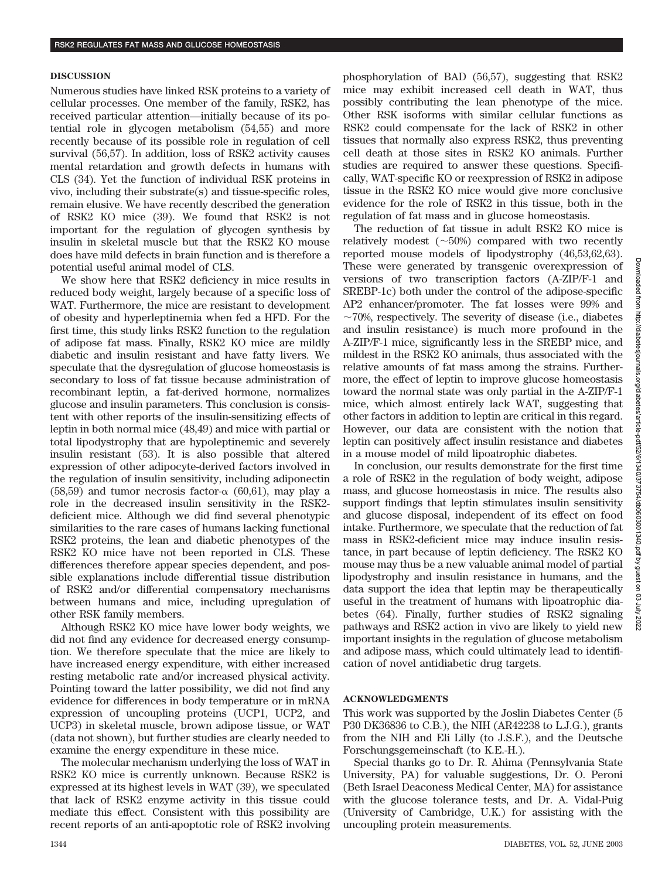## DISCUSSION

Numerous studies have linked RSK proteins to a variety of cellular processes. One member of the family, RSK2, has received particular attention—initially because of its potential role in glycogen metabolism (54,55) and more recently because of its possible role in regulation of cell survival (56,57). In addition, loss of RSK2 activity causes mental retardation and growth defects in humans with CLS (34). Yet the function of individual RSK proteins in vivo, including their substrate(s) and tissue-specific roles, remain elusive. We have recently described the generation of RSK2 KO mice (39). We found that RSK2 is not important for the regulation of glycogen synthesis by insulin in skeletal muscle but that the RSK2 KO mouse does have mild defects in brain function and is therefore a potential useful animal model of CLS.

We show here that RSK2 deficiency in mice results in reduced body weight, largely because of a specific loss of WAT. Furthermore, the mice are resistant to development of obesity and hyperleptinemia when fed a HFD. For the first time, this study links RSK2 function to the regulation of adipose fat mass. Finally, RSK2 KO mice are mildly diabetic and insulin resistant and have fatty livers. We speculate that the dysregulation of glucose homeostasis is secondary to loss of fat tissue because administration of recombinant leptin, a fat-derived hormone, normalizes glucose and insulin parameters. This conclusion is consistent with other reports of the insulin-sensitizing effects of leptin in both normal mice (48,49) and mice with partial or total lipodystrophy that are hypoleptinemic and severely insulin resistant (53). It is also possible that altered expression of other adipocyte-derived factors involved in the regulation of insulin sensitivity, including adiponectin (58,59) and tumor necrosis factor-α (60,61), may play a role in the decreased insulin sensitivity in the RSK2-deficient mice. Although we did find several phenotypic similarities to the rare cases of humans lacking functional RSK2 proteins, the lean and diabetic phenotypes of the RSK2 KO mice have not been reported in CLS. These differences therefore appear species dependent, and possible explanations include differential tissue distribution of RSK2 and/or differential compensatory mechanisms between humans and mice, including upregulation of other RSK family members.

Although RSK2 KO mice have lower body weights, we did not find any evidence for decreased energy consumption. We therefore speculate that the mice are likely to have increased energy expenditure, with either increased resting metabolic rate and/or increased physical activity. Pointing toward the latter possibility, we did not find any evidence for differences in body temperature or in mRNA expression of uncoupling proteins (UCP1, UCP2, and UCP3) in skeletal muscle, brown adipose tissue, or WAT (data not shown), but further studies are clearly needed to examine the energy expenditure in these mice.

The molecular mechanism underlying the loss of WAT in RSK2 KO mice is currently unknown. Because RSK2 is expressed at its highest levels in WAT (39), we speculated that lack of RSK2 enzyme activity in this tissue could mediate this effect. Consistent with this possibility are recent reports of an anti-apoptotic role of RSK2 involving phosphorylation of BAD (56,57), suggesting that RSK2 mice may exhibit increased cell death in WAT, thus possibly contributing the lean phenotype of the mice. Other RSK isoforms with similar cellular functions as RSK2 could compensate for the lack of RSK2 in other tissues that normally also express RSK2, thus preventing cell death at those sites in RSK2 KO animals. Further studies are required to answer these questions. Specifically, WAT-specific KO or reexpression of RSK2 in adipose tissue in the RSK2 KO mice would give more conclusive evidence for the role of RSK2 in this tissue, both in the regulation of fat mass and in glucose homeostasis.

The reduction of fat tissue in adult RSK2 KO mice is relatively modest (~50%) compared with two recently reported mouse models of lipodystrophy (46,53,62,63). These were generated by transgenic overexpression of versions of two transcription factors (A-ZIP/F-1 and SREBP-1c) both under the control of the adipose-specific AP2 enhancer/promoter. The fat losses were 99% and ~70%, respectively. The severity of disease (i.e., diabetes and insulin resistance) is much more profound in the A-ZIP/F-1 mice, significantly less in the SREBP mice, and mildest in the RSK2 KO animals, thus associated with the relative amounts of fat mass among the strains. Furthermore, the effect of leptin to improve glucose homeostasis toward the normal state was only partial in the A-ZIP/F-1 mice, which almost entirely lack WAT, suggesting that other factors in addition to leptin are critical in this regard. However, our data are consistent with the notion that leptin can positively affect insulin resistance and diabetes in a mouse model of mild lipoatrophic diabetes.

In conclusion, our results demonstrate for the first time a role of RSK2 in the regulation of body weight, adipose mass, and glucose homeostasis in mice. The results also support findings that leptin stimulates insulin sensitivity and glucose disposal, independent of its effect on food intake. Furthermore, we speculate that the reduction of fat mass in RSK2-deficient mice may induce insulin resistance, in part because of leptin deficiency. The RSK2 KO mouse may thus be a new valuable animal model of partial lipodystrophy and insulin resistance in humans, and the data support the idea that leptin may be therapeutically useful in the treatment of humans with lipoatrophic diabetes (64). Finally, further studies of RSK2 signaling pathways and RSK2 action in vivo are likely to yield new important insights in the regulation of glucose metabolism and adipose mass, which could ultimately lead to identification of novel antidiabetic drug targets.

## ACKNOWLEDGMENTS

This work was supported by the Joslin Diabetes Center (5 P30 DK36836 to C.B.), the NIH (AR42238 to L.J.G.), grants from the NIH and Eli Lilly (to J.S.F.), and the Deutsche Forschungsgemeinschaft (to K.E.-H.).

Special thanks go to Dr. R. Ahima (Pennsylvania State University, PA) for valuable suggestions, Dr. O. Peroni (Beth Israel Deaconess Medical Center, MA) for assistance with the glucose tolerance tests, and Dr. A. Vidal-Puig (University of Cambridge, U.K.) for assisting with the uncoupling protein measurements.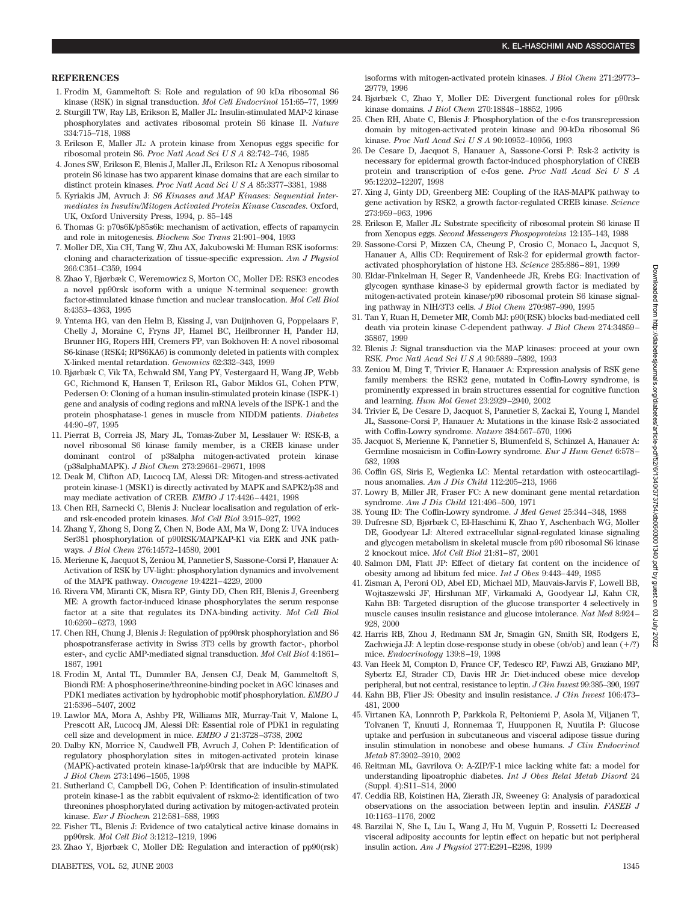## REFERENCES

1. Frodin M, Gammeltoft S: Role and regulation of 90 kDa ribosomal S6 kinase (RSK) in signal transduction. *Mol Cell Endocrinol* 151:65–77, 1999
2. Sturgill TW, Ray LB, Erikson E, Maller JL: Insulin-stimulated MAP-2 kinase phosphorylates and activates ribosomal protein S6 kinase II. *Nature* 334:715–718, 1988
3. Erikson E, Maller JL: A protein kinase from Xenopus eggs specific for ribosomal protein S6. *Proc Natl Acad Sci U S A* 82:742–746, 1985
4. Jones SW, Erikson E, Blenis J, Maller JL, Erikson RL: A Xenopus ribosomal protein S6 kinase has two apparent kinase domains that are each similar to distinct protein kinases. *Proc Natl Acad Sci U S A* 85:3377–3381, 1988
5. Kyriakis JM, Avruch J: *S6 Kinases and MAP Kinases: Sequential Intermediates in Insulin/Mitogen Activated Protein Kinase Cascades.* Oxford, UK, Oxford University Press, 1994, p. 85–148
6. Thomas G: p70s6K/p85s6k: mechanism of activation, effects of rapamycin and role in mitogenesis. *Biochem Soc Trans* 21:901–904, 1993
7. Moller DE, Xia CH, Tang W, Zhu AX, Jakubowski M: Human RSK isoforms: cloning and characterization of tissue-specific expression. *Am J Physiol* 266:C351–C359, 1994
8. Zhao Y, Bjørbæk C, Weremowicz S, Morton CC, Moller DE: RSK3 encodes a novel pp90rsk isoform with a unique N-terminal sequence: growth factor-stimulated kinase function and nuclear translocation. *Mol Cell Biol* 8:4353–4363, 1995
9. Yntema HG, van den Helm B, Kissing J, van Duijnhoven G, Poppelaars F, Chelly J, Moraine C, Fryns JP, Hamel BC, Heilbronner H, Pander HJ, Brunner HG, Ropers HH, Cremers FP, van Bokhoven H: A novel ribosomal S6-kinase (RSK4; RPS6KA6) is commonly deleted in patients with complex X-linked mental retardation. *Genomics* 62:332–343, 1999
10. Bjørbæk C, Vik TA, Echwald SM, Yang PY, Vestergaard H, Wang JP, Webb GC, Richmond K, Hansen T, Erikson RL, Gabor Miklos GL, Cohen PTW, Pedersen O: Cloning of a human insulin-stimulated protein kinase (ISPK-1) gene and analysis of coding regions and mRNA levels of the ISPK-1 and the protein phosphatase-1 genes in muscle from NIDDM patients. *Diabetes* 44:90–97, 1995
11. Pierrat B, Correia JS, Mary JL, Tomas-Zuber M, Lesslauer W: RSK-B, a novel ribosomal S6 kinase family member, is a CREB kinase under dominant control of p38alpha mitogen-activated protein kinase (p38alphaMAPK). *J Biol Chem* 273:29661–29671, 1998
12. Deak M, Clifton AD, Lucocq LM, Alessi DR: Mitogen-and stress-activated protein kinase-1 (MSK1) is directly activated by MAPK and SAPK2/p38 and may mediate activation of CREB. *EMBO J* 17:4426–4421, 1998
13. Chen RH, Sarnecki C, Blenis J: Nuclear localisation and regulation of erk- and rsk-encoded protein kinases. *Mol Cell Biol* 3:915–927, 1992
14. Zhang Y, Zhong S, Dong Z, Chen N, Bode AM, Ma W, Dong Z: UVA induces Ser381 phosphorylation of p90RSK/MAPKAP-K1 via ERK and JNK pathways. *J Biol Chem* 276:14572–14580, 2001
15. Merienne K, Jacquot S, Zeniou M, Pannetier S, Sassone-Corsi P, Hanauer A: Activation of RSK by UV-light: phosphorylation dynamics and involvement of the MAPK pathway. *Oncogene* 19:4221–4229, 2000
16. Rivera VM, Miranti CK, Misra RP, Ginty DD, Chen RH, Blenis J, Greenberg ME: A growth factor-induced kinase phosphorylates the serum response factor at a site that regulates its DNA-binding activity. *Mol Cell Biol* 10:6260–6273, 1993
17. Chen RH, Chung J, Blenis J: Regulation of pp90rsk phosphorylation and S6 phospotransferase activity in Swiss 3T3 cells by growth factor-, phorbol ester-, and cyclic AMP-mediated signal transduction. *Mol Cell Biol* 4:1861–1867, 1991
18. Frodin M, Antal TL, Dummler BA, Jensen CJ, Deak M, Gammeltoft S, Biondi RM: A phosphoserine/threonine-binding pocket in AGC kinases and PDK1 mediates activation by hydrophobic motif phosphorylation. *EMBO J* 21:5396–5407, 2002
19. Lawlor MA, Mora A, Ashby PR, Williams MR, Murray-Tait V, Malone L, Prescott AR, Lucocq JM, Alessi DR: Essential role of PDK1 in regulating cell size and development in mice. *EMBO J* 21:3728–3738, 2002
20. Dalby KN, Morrice N, Caudwell FB, Avruch J, Cohen P: Identification of regulatory phosphorylation sites in mitogen-activated protein kinase (MAPK)-activated protein kinase-1a/p90rsk that are inducible by MAPK. *J Biol Chem* 273:1496–1505, 1998
21. Sutherland C, Campbell DG, Cohen P: Identification of insulin-stimulated protein kinase-1 as the rabbit equivalent of rskmo-2: identification of two threonines phosphorylated during activation by mitogen-activated protein kinase. *Eur J Biochem* 212:581–588, 1993
22. Fisher TL, Blenis J: Evidence of two catalytical active kinase domains in pp90rsk. *Mol Cell Biol* 3:1212–1219, 1996
23. Zhao Y, Bjørbæk C, Moller DE: Regulation and interaction of pp90(rsk) isoforms with mitogen-activated protein kinases. *J Biol Chem* 271:29773–29779, 1996
24. Bjørbæk C, Zhao Y, Moller DE: Divergent functional roles for p90rsk kinase domains. *J Biol Chem* 270:18848–18852, 1995
25. Chen RH, Abate C, Blenis J: Phosphorylation of the c-fos transrepression domain by mitogen-activated protein kinase and 90-kDa ribosomal S6 kinase. *Proc Natl Acad Sci U S A* 90:10952–10956, 1993
26. De Cesare D, Jacquot S, Hanauer A, Sassone-Corsi P: Rsk-2 activity is necessary for epidermal growth factor-induced phosphorylation of CREB protein and transcription of c-fos gene. *Proc Natl Acad Sci U S A* 95:12202–12207, 1998
27. Xing J, Ginty DD, Greenberg ME: Coupling of the RAS-MAPK pathway to gene activation by RSK2, a growth factor-regulated CREB kinase. *Science* 273:959–963, 1996
28. Erikson E, Maller JL: Substrate specificity of ribosomal protein S6 kinase II from Xenopus eggs. *Second Messengers Phospoproteins* 12:135–143, 1988
29. Sassone-Corsi P, Mizzen CA, Cheung P, Crosio C, Monaco L, Jacquot S, Hanauer A, Allis CD: Requirement of Rsk-2 for epidermal growth factor-activated phosphorylation of histone H3. *Science* 285:886–891, 1999
30. Eldar-Finkelman H, Seger R, Vandenheede JR, Krebs EG: Inactivation of glycogen synthase kinase-3 by epidermal growth factor is mediated by mitogen-activated protein kinase/p90 ribosomal protein S6 kinase signaling pathway in NIH/3T3 cells. *J Biol Chem* 270:987–990, 1995
31. Tan Y, Ruan H, Demeter MR, Comb MJ: p90(RSK) blocks bad-mediated cell death via protein kinase C-dependent pathway. *J Biol Chem* 274:34859–35867, 1999
32. Blenis J: Signal transduction via the MAP kinases: proceed at your own RSK. *Proc Natl Acad Sci U S A* 90:5889–5892, 1993
33. Zeniou M, Ding T, Trivier E, Hanauer A: Expression analysis of RSK gene family members: the RSK2 gene, mutated in Coffin-Lowry syndrome, is prominently expressed in brain structures essential for cognitive function and learning. *Hum Mol Genet* 23:2929–2940, 2002
34. Trivier E, De Cesare D, Jacquot S, Pannetier S, Zackai E, Young I, Mandel JL, Sassone-Corsi P, Hanauer A: Mutations in the kinase Rsk-2 associated with Coffin-Lowry syndrome. *Nature* 384:567–570, 1996
35. Jacquot S, Merienne K, Pannetier S, Blumenfeld S, Schinzel A, Hanauer A: Germline mosaicism in Coffin-Lowry syndrome. *Eur J Hum Genet* 6:578–582, 1998
36. Coffin GS, Siris E, Wegienka LC: Mental retardation with osteocartilaginous anomalies. *Am J Dis Child* 112:205–213, 1966
37. Lowry B, Miller JR, Fraser FC: A new dominant gene mental retardation syndrome. *Am J Dis Child* 121:496–500, 1971
38. Young ID: The Coffin-Lowry syndrome. *J Med Genet* 25:344–348, 1988
39. Dufresne SD, Bjørbæk C, El-Haschimi K, Zhao Y, Aschenbach WG, Moller DE, Goodyear LJ: Altered extracellular signal-regulated kinase signaling and glycogen metabolism in skeletal muscle from p90 ribosomal S6 kinase 2 knockout mice. *Mol Cell Biol* 21:81–87, 2001
40. Salmon DM, Flatt JP: Effect of dietary fat content on the incidence of obesity among ad libitum fed mice. *Int J Obes* 9:443–449, 1985
41. Zisman A, Peroni OD, Abel ED, Michael MD, Mauvais-Jarvis F, Lowell BB, Wojtaszewski JF, Hirshman MF, Virkamaki A, Goodyear LJ, Kahn CR, Kahn BB: Targeted disruption of the glucose transporter 4 selectively in muscle causes insulin resistance and glucose intolerance. *Nat Med* 8:924–928, 2000
42. Harris RB, Zhou J, Redmann SM Jr, Smagin GN, Smith SR, Rodgers E, Zachwieja JJ: A leptin dose-response study in obese (ob/ob) and lean (+/?) mice. *Endocrinology* 139:8–19, 1998
43. Van Heek M, Compton D, France CF, Tedesco RP, Fawzi AB, Graziano MP, Sybertz EJ, Strader CD, Davis HR Jr: Diet-induced obese mice develop peripheral, but not central, resistance to leptin. *J Clin Invest* 99:385–390, 1997
44. Kahn BB, Flier JS: Obesity and insulin resistance. *J Clin Invest* 106:473–481, 2000
45. Virtanen KA, Lonnroth P, Parkkola R, Peltoniemi P, Asola M, Viljanen T, Tolvanen T, Knuuti J, Ronnemaa T, Huupponen R, Nuutila P: Glucose uptake and perfusion in subcutaneous and visceral adipose tissue during insulin stimulation in nonobese and obese humans. *J Clin Endocrinol Metab* 87:3902–3910, 2002
46. Reitman ML, Gavrilova O: A-ZIP/F-1 mice lacking white fat: a model for understanding lipoatrophic diabetes. *Int J Obes Relat Metab Disord* 24 (Suppl. 4):S11–S14, 2000
47. Ceddia RB, Koistinen HA, Zierath JR, Sweeney G: Analysis of paradoxical observations on the association between leptin and insulin. *FASEB J* 10:1163–1176, 2002
48. Barzilai N, She L, Liu L, Wang J, Hu M, Vuguin P, Rossetti L: Decreased visceral adiposity accounts for leptin effect on hepatic but not peripheral insulin action. *Am J Physiol* 277:E291–E298, 1999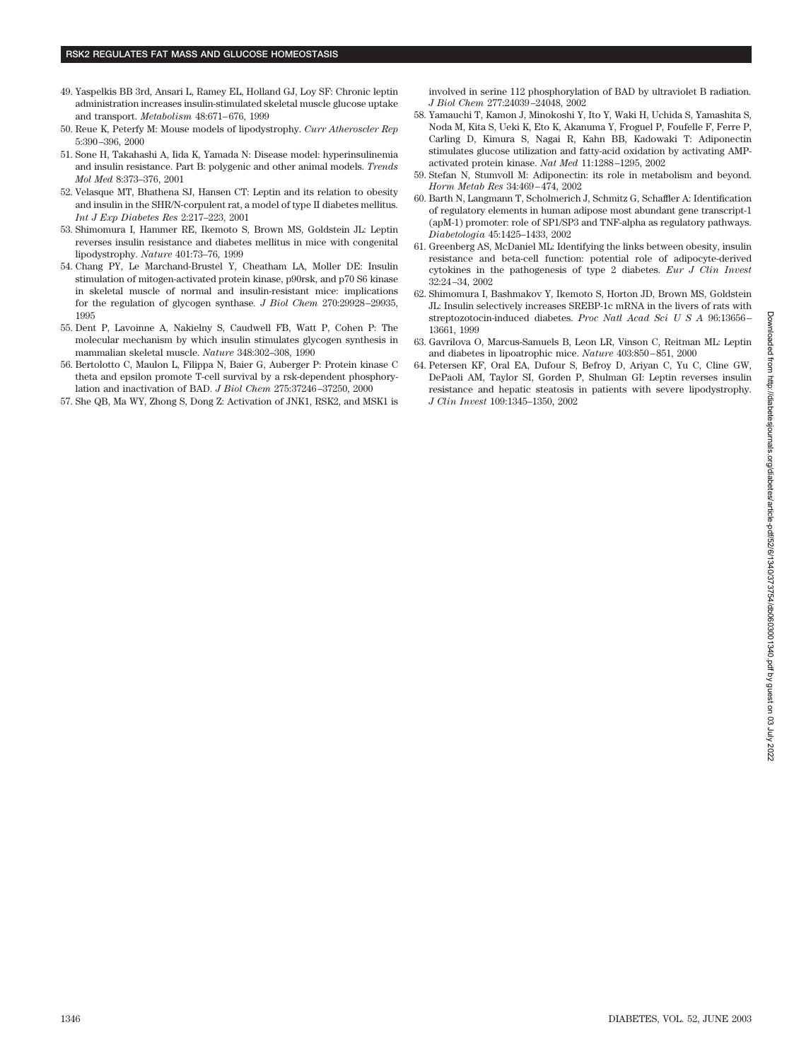49. Yaspelkis BB 3rd, Ansari L, Ramey EL, Holland GJ, Loy SF: Chronic leptin administration increases insulin-stimulated skeletal muscle glucose uptake and transport. *Metabolism* 48:671–676, 1999
50. Reue K, Peterfy M: Mouse models of lipodystrophy. *Curr Atheroscler Rep* 5:390–396, 2000
51. Sone H, Takahashi A, Iida K, Yamada N: Disease model: hyperinsulinemia and insulin resistance. Part B: polygenic and other animal models. *Trends Mol Med* 8:373–376, 2001
52. Velasque MT, Bhathena SJ, Hansen CT: Leptin and its relation to obesity and insulin in the SHR/N-corpulent rat, a model of type II diabetes mellitus. *Int J Exp Diabetes Res* 2:217–223, 2001
53. Shimomura I, Hammer RE, Ikemoto S, Brown MS, Goldstein JL: Leptin reverses insulin resistance and diabetes mellitus in mice with congenital lipodystrophy. *Nature* 401:73–76, 1999
54. Chang PY, Le Marchand-Brustel Y, Cheatham LA, Moller DE: Insulin stimulation of mitogen-activated protein kinase, p90rsk, and p70 S6 kinase in skeletal muscle of normal and insulin-resistant mice: implications for the regulation of glycogen synthase. *J Biol Chem* 270:29928–29935, 1995
55. Dent P, Lavoinne A, Nakielny S, Caudwell FB, Watt P, Cohen P: The molecular mechanism by which insulin stimulates glycogen synthesis in mammalian skeletal muscle. *Nature* 348:302–308, 1990
56. Bertolotto C, Maulon L, Filippa N, Baier G, Auberger P: Protein kinase C theta and epsilon promote T-cell survival by a rsk-dependent phosphorylation and inactivation of BAD. *J Biol Chem* 275:37246–37250, 2000
57. She QB, Ma WY, Zhong S, Dong Z: Activation of JNK1, RSK2, and MSK1 is involved in serine 112 phosphorylation of BAD by ultraviolet B radiation. *J Biol Chem* 277:24039–24048, 2002
58. Yamauchi T, Kamon J, Minokoshi Y, Ito Y, Waki H, Uchida S, Yamashita S, Noda M, Kita S, Ueki K, Eto K, Akanuma Y, Froguel P, Foufelle F, Ferre P, Carling D, Kimura S, Nagai R, Kahn BB, Kadowaki T: Adiponectin stimulates glucose utilization and fatty-acid oxidation by activating AMP-activated protein kinase. *Nat Med* 11:1288–1295, 2002
59. Stefan N, Stumvoll M: Adiponectin: its role in metabolism and beyond. *Horm Metab Res* 34:469–474, 2002
60. Barth N, Langmann T, Scholmerich J, Schmitz G, Schaffler A: Identification of regulatory elements in human adipose most abundant gene transcript-1 (apM-1) promoter: role of SP1/SP3 and TNF-alpha as regulatory pathways. *Diabetologia* 45:1425–1433, 2002
61. Greenberg AS, McDaniel ML: Identifying the links between obesity, insulin resistance and beta-cell function: potential role of adipocyte-derived cytokines in the pathogenesis of type 2 diabetes. *Eur J Clin Invest* 32:24–34, 2002
62. Shimomura I, Bashmakov Y, Ikemoto S, Horton JD, Brown MS, Goldstein JL: Insulin selectively increases SREBP-1c mRNA in the livers of rats with streptozotocin-induced diabetes. *Proc Natl Acad Sci U S A* 96:13656–13661, 1999
63. Gavrilova O, Marcus-Samuels B, Leon LR, Vinson C, Reitman ML: Leptin and diabetes in lipoatrophic mice. *Nature* 403:850–851, 2000
64. Petersen KF, Oral EA, Dufour S, Befroy D, Ariyan C, Yu C, Cline GW, DePaoli AM, Taylor SI, Gorden P, Shulman GI: Leptin reverses insulin resistance and hepatic steatosis in patients with severe lipodystrophy. *J Clin Invest* 109:1345–1350, 2002